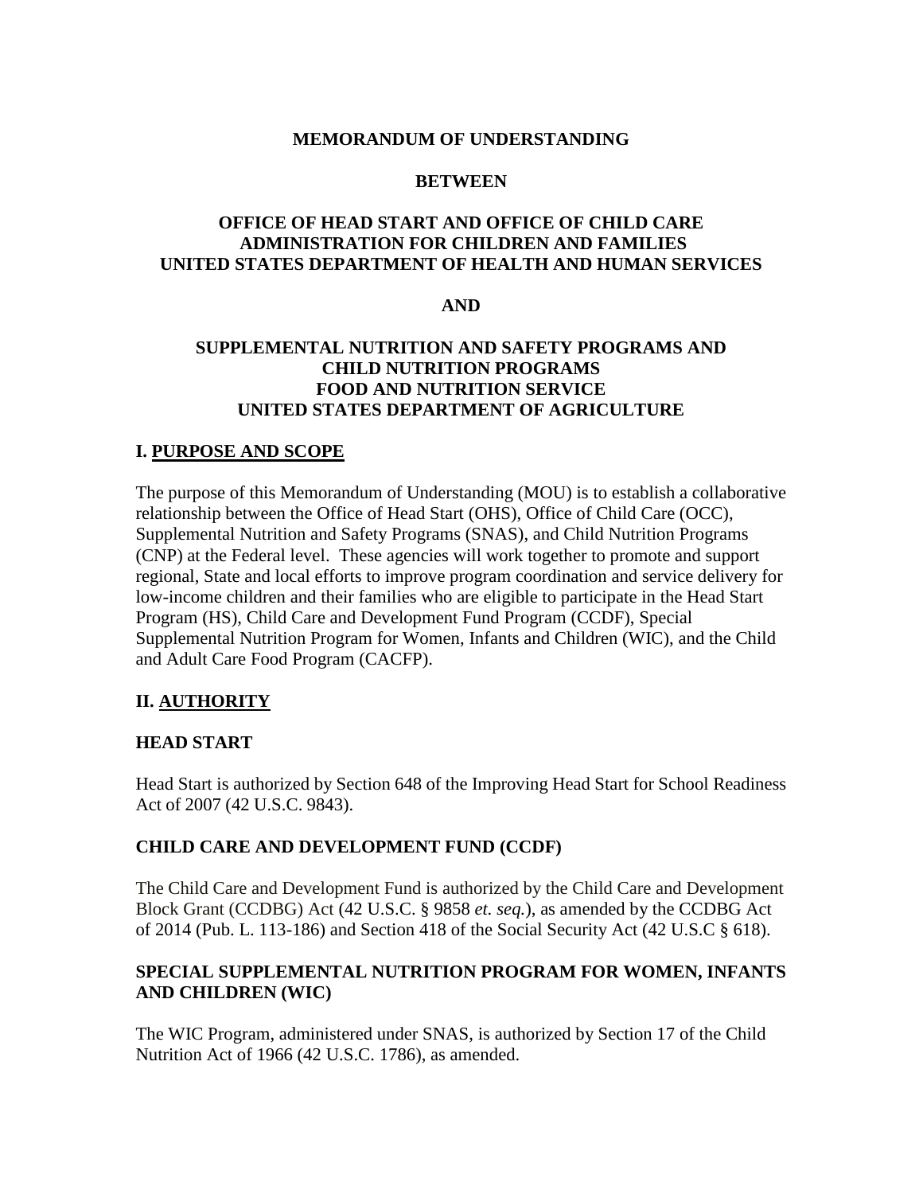**MEMORANDUM OF UNDERSTANDING**

**BETWEEN**

**OFFICE OF HEAD START AND OFFICE OF CHILD CARE**
**ADMINISTRATION FOR CHILDREN AND FAMILIES**
**UNITED STATES DEPARTMENT OF HEALTH AND HUMAN SERVICES**

**AND**

**SUPPLEMENTAL NUTRITION AND SAFETY PROGRAMS AND**
**CHILD NUTRITION PROGRAMS**
**FOOD AND NUTRITION SERVICE**
**UNITED STATES DEPARTMENT OF AGRICULTURE**

## I. PURPOSE AND SCOPE

The purpose of this Memorandum of Understanding (MOU) is to establish a collaborative relationship between the Office of Head Start (OHS), Office of Child Care (OCC), Supplemental Nutrition and Safety Programs (SNAS), and Child Nutrition Programs (CNP) at the Federal level. These agencies will work together to promote and support regional, State and local efforts to improve program coordination and service delivery for low-income children and their families who are eligible to participate in the Head Start Program (HS), Child Care and Development Fund Program (CCDF), Special Supplemental Nutrition Program for Women, Infants and Children (WIC), and the Child and Adult Care Food Program (CACFP).

## II. AUTHORITY

### HEAD START

Head Start is authorized by Section 648 of the Improving Head Start for School Readiness Act of 2007 (42 U.S.C. 9843).

### CHILD CARE AND DEVELOPMENT FUND (CCDF)

The Child Care and Development Fund is authorized by the Child Care and Development Block Grant (CCDBG) Act (42 U.S.C. § 9858 *et. seq.*), as amended by the CCDBG Act of 2014 (Pub. L. 113-186) and Section 418 of the Social Security Act (42 U.S.C § 618).

### SPECIAL SUPPLEMENTAL NUTRITION PROGRAM FOR WOMEN, INFANTS AND CHILDREN (WIC)

The WIC Program, administered under SNAS, is authorized by Section 17 of the Child Nutrition Act of 1966 (42 U.S.C. 1786), as amended.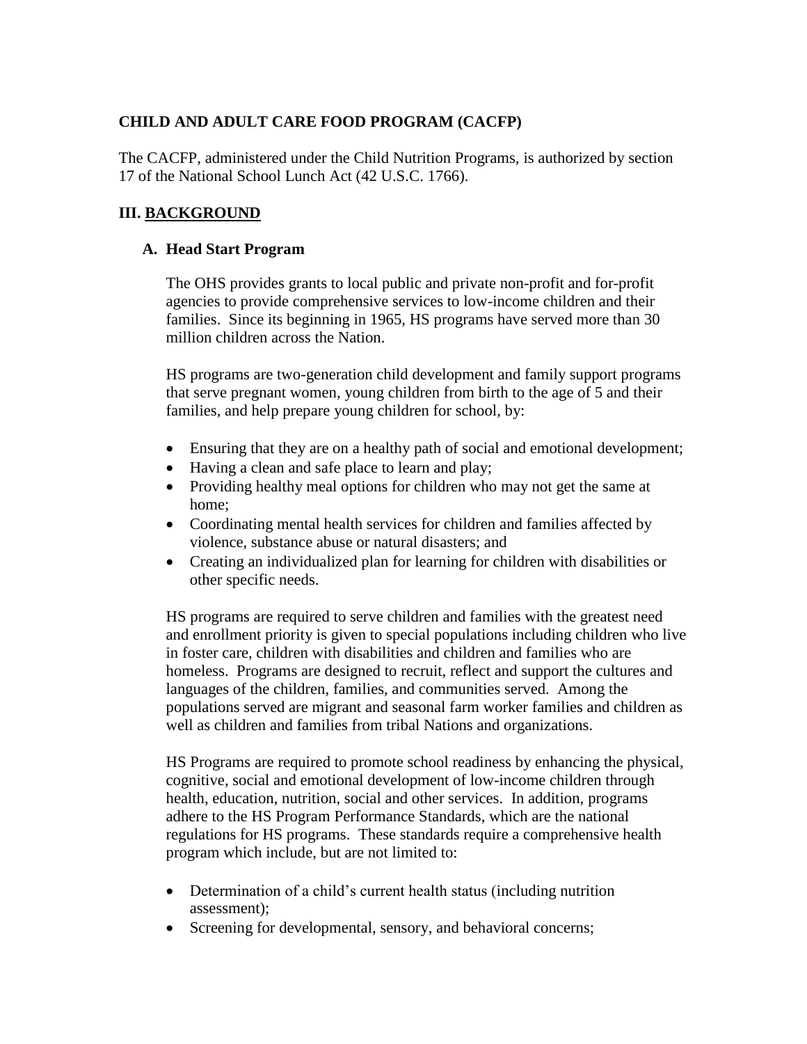**CHILD AND ADULT CARE FOOD PROGRAM (CACFP)**

The CACFP, administered under the Child Nutrition Programs, is authorized by section 17 of the National School Lunch Act (42 U.S.C. 1766).

## III. BACKGROUND

### A. Head Start Program

The OHS provides grants to local public and private non-profit and for-profit agencies to provide comprehensive services to low-income children and their families. Since its beginning in 1965, HS programs have served more than 30 million children across the Nation.

HS programs are two-generation child development and family support programs that serve pregnant women, young children from birth to the age of 5 and their families, and help prepare young children for school, by:

- Ensuring that they are on a healthy path of social and emotional development;
- Having a clean and safe place to learn and play;
- Providing healthy meal options for children who may not get the same at home;
- Coordinating mental health services for children and families affected by violence, substance abuse or natural disasters; and
- Creating an individualized plan for learning for children with disabilities or other specific needs.

HS programs are required to serve children and families with the greatest need and enrollment priority is given to special populations including children who live in foster care, children with disabilities and children and families who are homeless. Programs are designed to recruit, reflect and support the cultures and languages of the children, families, and communities served. Among the populations served are migrant and seasonal farm worker families and children as well as children and families from tribal Nations and organizations.

HS Programs are required to promote school readiness by enhancing the physical, cognitive, social and emotional development of low-income children through health, education, nutrition, social and other services. In addition, programs adhere to the HS Program Performance Standards, which are the national regulations for HS programs. These standards require a comprehensive health program which include, but are not limited to:

- Determination of a child's current health status (including nutrition assessment);
- Screening for developmental, sensory, and behavioral concerns;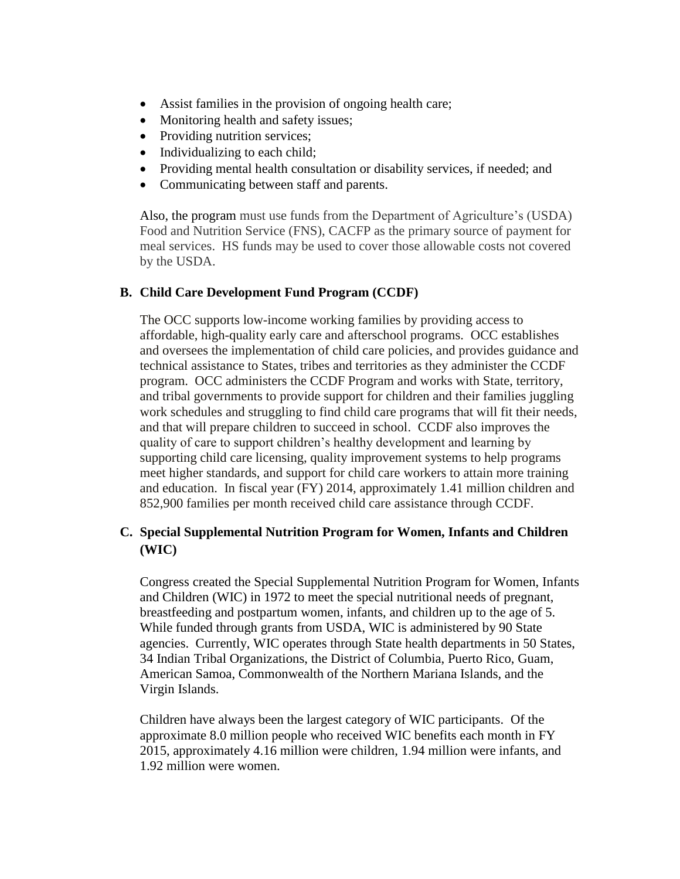- Assist families in the provision of ongoing health care;
- Monitoring health and safety issues;
- Providing nutrition services;
- Individualizing to each child;
- Providing mental health consultation or disability services, if needed; and
- Communicating between staff and parents.

Also, the program must use funds from the Department of Agriculture's (USDA) Food and Nutrition Service (FNS), CACFP as the primary source of payment for meal services. HS funds may be used to cover those allowable costs not covered by the USDA.

### B. Child Care Development Fund Program (CCDF)

The OCC supports low-income working families by providing access to affordable, high-quality early care and afterschool programs. OCC establishes and oversees the implementation of child care policies, and provides guidance and technical assistance to States, tribes and territories as they administer the CCDF program. OCC administers the CCDF Program and works with State, territory, and tribal governments to provide support for children and their families juggling work schedules and struggling to find child care programs that will fit their needs, and that will prepare children to succeed in school. CCDF also improves the quality of care to support children's healthy development and learning by supporting child care licensing, quality improvement systems to help programs meet higher standards, and support for child care workers to attain more training and education. In fiscal year (FY) 2014, approximately 1.41 million children and 852,900 families per month received child care assistance through CCDF.

### C. Special Supplemental Nutrition Program for Women, Infants and Children (WIC)

Congress created the Special Supplemental Nutrition Program for Women, Infants and Children (WIC) in 1972 to meet the special nutritional needs of pregnant, breastfeeding and postpartum women, infants, and children up to the age of 5. While funded through grants from USDA, WIC is administered by 90 State agencies. Currently, WIC operates through State health departments in 50 States, 34 Indian Tribal Organizations, the District of Columbia, Puerto Rico, Guam, American Samoa, Commonwealth of the Northern Mariana Islands, and the Virgin Islands.

Children have always been the largest category of WIC participants. Of the approximate 8.0 million people who received WIC benefits each month in FY 2015, approximately 4.16 million were children, 1.94 million were infants, and 1.92 million were women.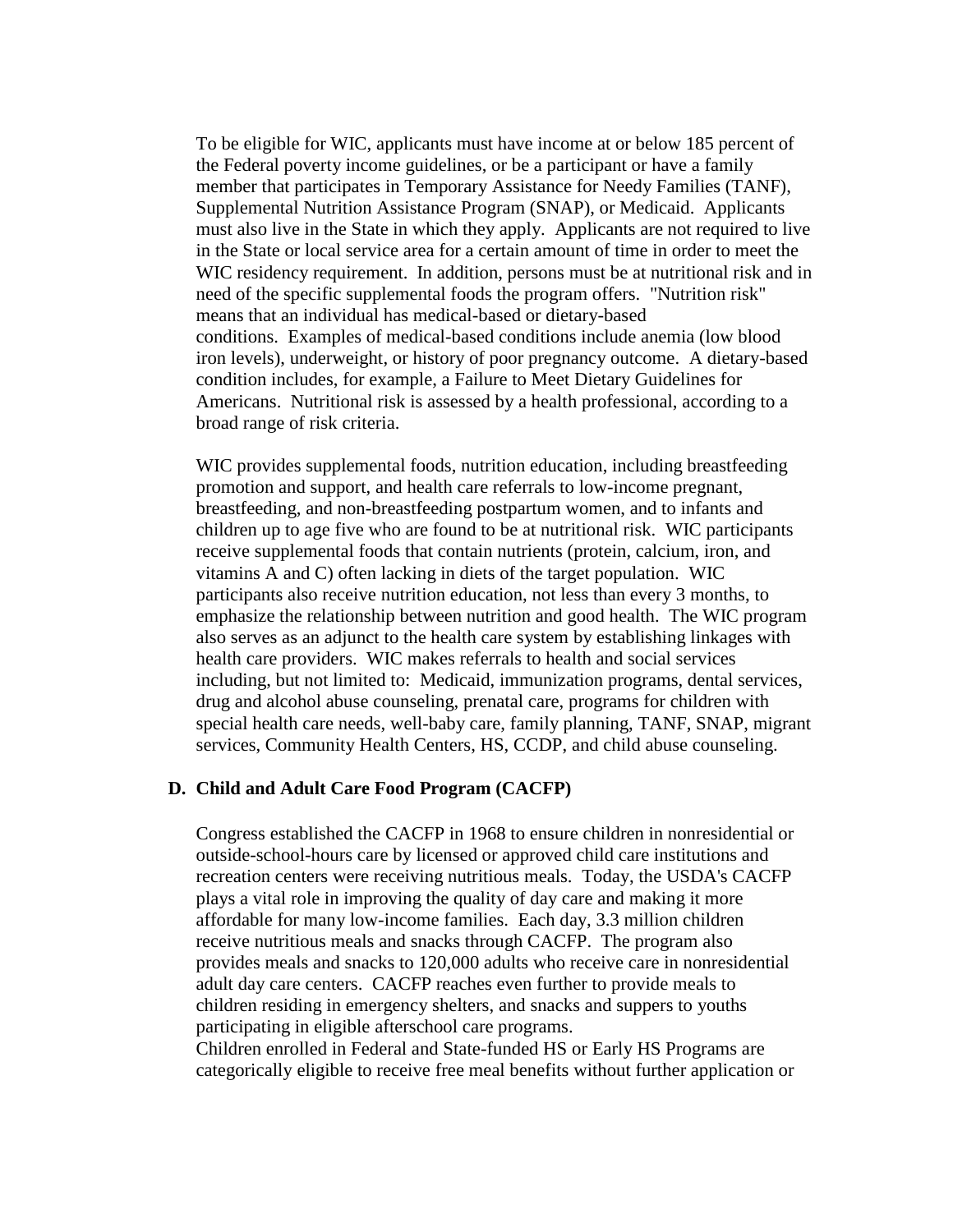To be eligible for WIC, applicants must have income at or below 185 percent of the Federal poverty income guidelines, or be a participant or have a family member that participates in Temporary Assistance for Needy Families (TANF), Supplemental Nutrition Assistance Program (SNAP), or Medicaid. Applicants must also live in the State in which they apply. Applicants are not required to live in the State or local service area for a certain amount of time in order to meet the WIC residency requirement. In addition, persons must be at nutritional risk and in need of the specific supplemental foods the program offers. "Nutrition risk" means that an individual has medical-based or dietary-based conditions. Examples of medical-based conditions include anemia (low blood iron levels), underweight, or history of poor pregnancy outcome. A dietary-based condition includes, for example, a Failure to Meet Dietary Guidelines for Americans. Nutritional risk is assessed by a health professional, according to a broad range of risk criteria.

WIC provides supplemental foods, nutrition education, including breastfeeding promotion and support, and health care referrals to low-income pregnant, breastfeeding, and non-breastfeeding postpartum women, and to infants and children up to age five who are found to be at nutritional risk. WIC participants receive supplemental foods that contain nutrients (protein, calcium, iron, and vitamins A and C) often lacking in diets of the target population. WIC participants also receive nutrition education, not less than every 3 months, to emphasize the relationship between nutrition and good health. The WIC program also serves as an adjunct to the health care system by establishing linkages with health care providers. WIC makes referrals to health and social services including, but not limited to: Medicaid, immunization programs, dental services, drug and alcohol abuse counseling, prenatal care, programs for children with special health care needs, well-baby care, family planning, TANF, SNAP, migrant services, Community Health Centers, HS, CCDP, and child abuse counseling.

### D. Child and Adult Care Food Program (CACFP)

Congress established the CACFP in 1968 to ensure children in nonresidential or outside-school-hours care by licensed or approved child care institutions and recreation centers were receiving nutritious meals. Today, the USDA's CACFP plays a vital role in improving the quality of day care and making it more affordable for many low-income families. Each day, 3.3 million children receive nutritious meals and snacks through CACFP. The program also provides meals and snacks to 120,000 adults who receive care in nonresidential adult day care centers. CACFP reaches even further to provide meals to children residing in emergency shelters, and snacks and suppers to youths participating in eligible afterschool care programs.

Children enrolled in Federal and State-funded HS or Early HS Programs are categorically eligible to receive free meal benefits without further application or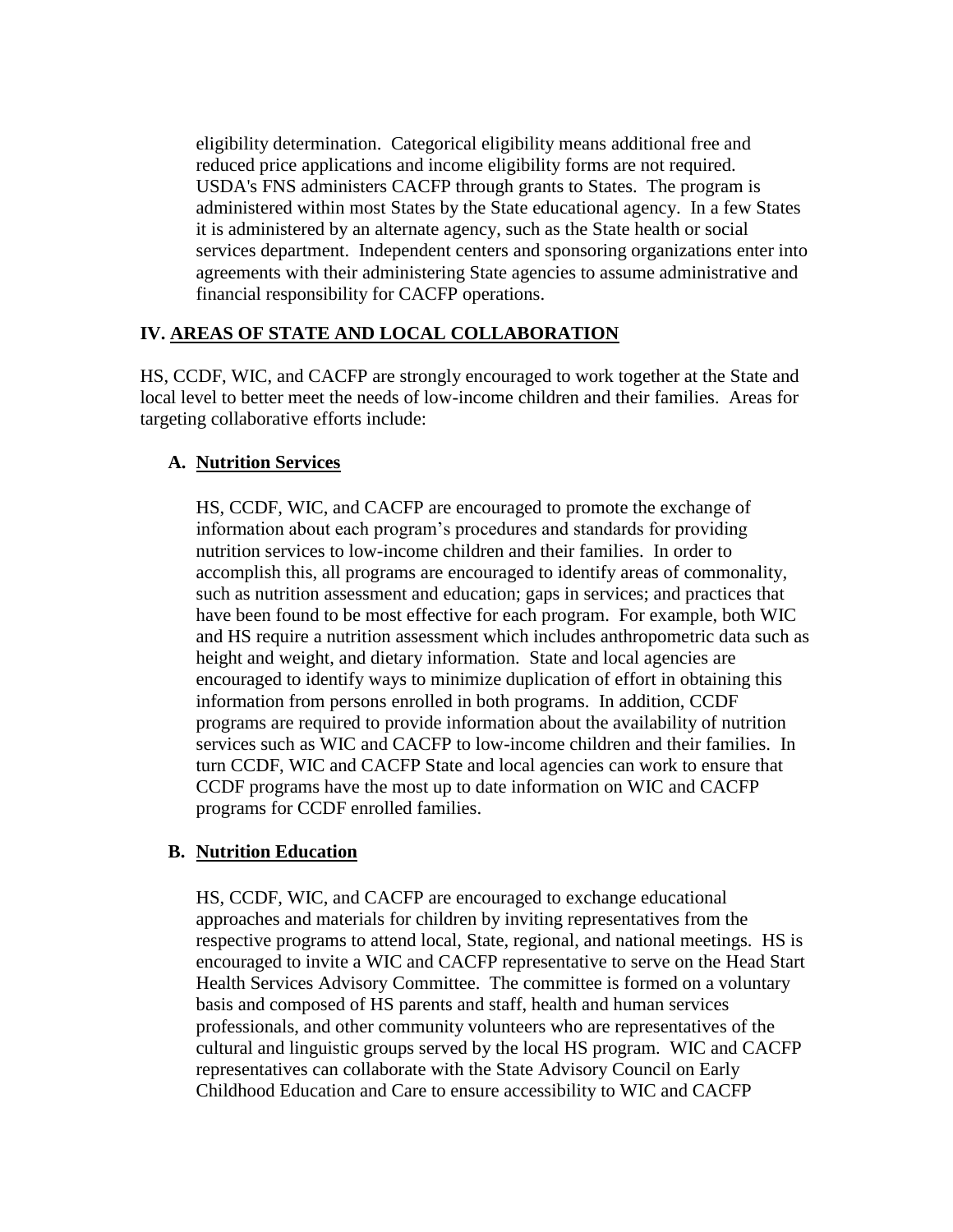eligibility determination. Categorical eligibility means additional free and reduced price applications and income eligibility forms are not required. USDA's FNS administers CACFP through grants to States. The program is administered within most States by the State educational agency. In a few States it is administered by an alternate agency, such as the State health or social services department. Independent centers and sponsoring organizations enter into agreements with their administering State agencies to assume administrative and financial responsibility for CACFP operations.

## IV. AREAS OF STATE AND LOCAL COLLABORATION

HS, CCDF, WIC, and CACFP are strongly encouraged to work together at the State and local level to better meet the needs of low-income children and their families. Areas for targeting collaborative efforts include:

### A. Nutrition Services

HS, CCDF, WIC, and CACFP are encouraged to promote the exchange of information about each program's procedures and standards for providing nutrition services to low-income children and their families. In order to accomplish this, all programs are encouraged to identify areas of commonality, such as nutrition assessment and education; gaps in services; and practices that have been found to be most effective for each program. For example, both WIC and HS require a nutrition assessment which includes anthropometric data such as height and weight, and dietary information. State and local agencies are encouraged to identify ways to minimize duplication of effort in obtaining this information from persons enrolled in both programs. In addition, CCDF programs are required to provide information about the availability of nutrition services such as WIC and CACFP to low-income children and their families. In turn CCDF, WIC and CACFP State and local agencies can work to ensure that CCDF programs have the most up to date information on WIC and CACFP programs for CCDF enrolled families.

### B. Nutrition Education

HS, CCDF, WIC, and CACFP are encouraged to exchange educational approaches and materials for children by inviting representatives from the respective programs to attend local, State, regional, and national meetings. HS is encouraged to invite a WIC and CACFP representative to serve on the Head Start Health Services Advisory Committee. The committee is formed on a voluntary basis and composed of HS parents and staff, health and human services professionals, and other community volunteers who are representatives of the cultural and linguistic groups served by the local HS program. WIC and CACFP representatives can collaborate with the State Advisory Council on Early Childhood Education and Care to ensure accessibility to WIC and CACFP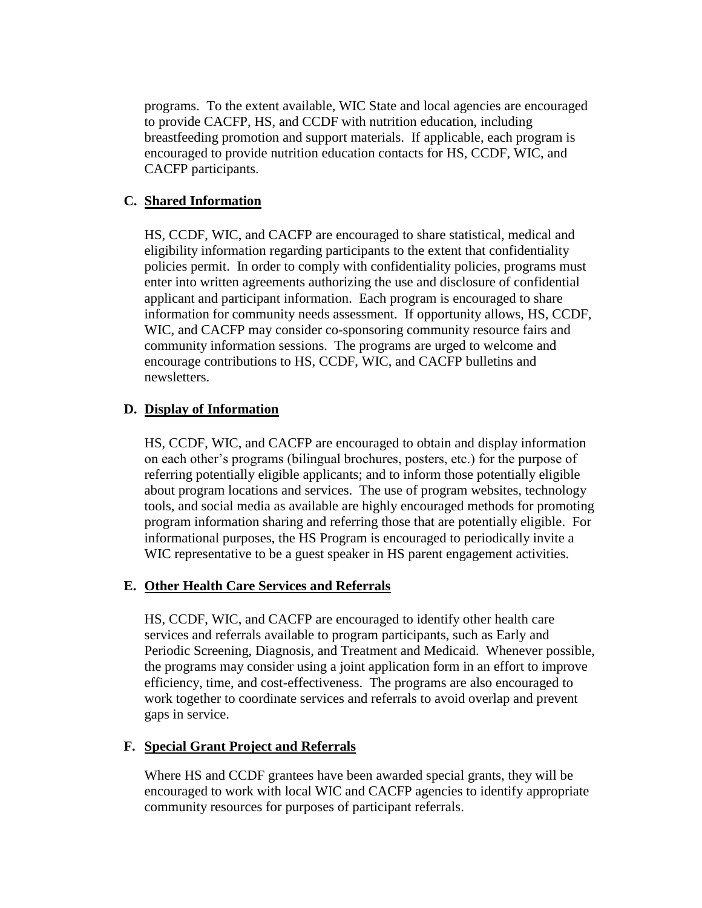programs. To the extent available, WIC State and local agencies are encouraged to provide CACFP, HS, and CCDF with nutrition education, including breastfeeding promotion and support materials. If applicable, each program is encouraged to provide nutrition education contacts for HS, CCDF, WIC, and CACFP participants.

### C. Shared Information

HS, CCDF, WIC, and CACFP are encouraged to share statistical, medical and eligibility information regarding participants to the extent that confidentiality policies permit. In order to comply with confidentiality policies, programs must enter into written agreements authorizing the use and disclosure of confidential applicant and participant information. Each program is encouraged to share information for community needs assessment. If opportunity allows, HS, CCDF, WIC, and CACFP may consider co-sponsoring community resource fairs and community information sessions. The programs are urged to welcome and encourage contributions to HS, CCDF, WIC, and CACFP bulletins and newsletters.

### D. Display of Information

HS, CCDF, WIC, and CACFP are encouraged to obtain and display information on each other's programs (bilingual brochures, posters, etc.) for the purpose of referring potentially eligible applicants; and to inform those potentially eligible about program locations and services. The use of program websites, technology tools, and social media as available are highly encouraged methods for promoting program information sharing and referring those that are potentially eligible. For informational purposes, the HS Program is encouraged to periodically invite a WIC representative to be a guest speaker in HS parent engagement activities.

### E. Other Health Care Services and Referrals

HS, CCDF, WIC, and CACFP are encouraged to identify other health care services and referrals available to program participants, such as Early and Periodic Screening, Diagnosis, and Treatment and Medicaid. Whenever possible, the programs may consider using a joint application form in an effort to improve efficiency, time, and cost-effectiveness. The programs are also encouraged to work together to coordinate services and referrals to avoid overlap and prevent gaps in service.

### F. Special Grant Project and Referrals

Where HS and CCDF grantees have been awarded special grants, they will be encouraged to work with local WIC and CACFP agencies to identify appropriate community resources for purposes of participant referrals.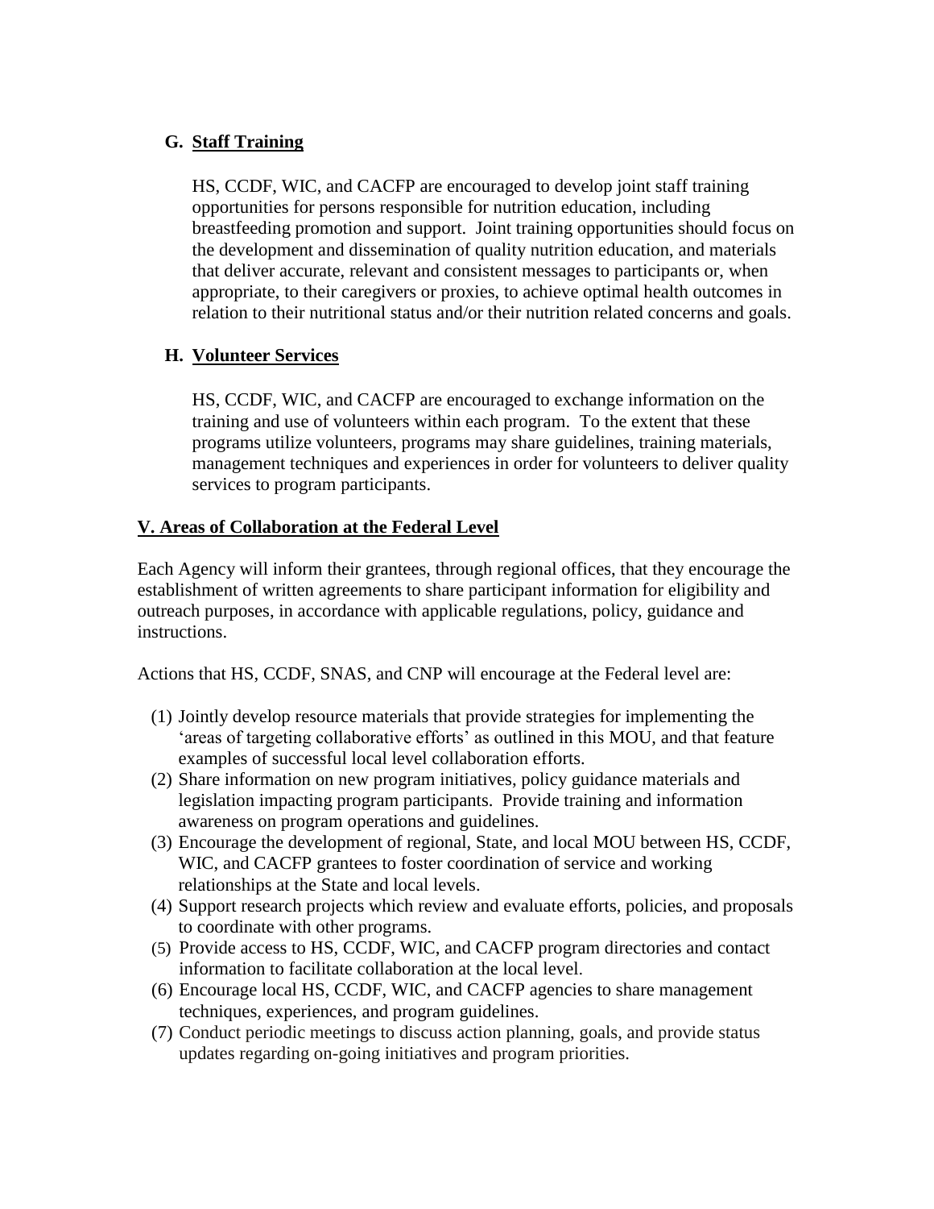### G. Staff Training

HS, CCDF, WIC, and CACFP are encouraged to develop joint staff training opportunities for persons responsible for nutrition education, including breastfeeding promotion and support. Joint training opportunities should focus on the development and dissemination of quality nutrition education, and materials that deliver accurate, relevant and consistent messages to participants or, when appropriate, to their caregivers or proxies, to achieve optimal health outcomes in relation to their nutritional status and/or their nutrition related concerns and goals.

### H. Volunteer Services

HS, CCDF, WIC, and CACFP are encouraged to exchange information on the training and use of volunteers within each program. To the extent that these programs utilize volunteers, programs may share guidelines, training materials, management techniques and experiences in order for volunteers to deliver quality services to program participants.

## V. Areas of Collaboration at the Federal Level

Each Agency will inform their grantees, through regional offices, that they encourage the establishment of written agreements to share participant information for eligibility and outreach purposes, in accordance with applicable regulations, policy, guidance and instructions.

Actions that HS, CCDF, SNAS, and CNP will encourage at the Federal level are:

(1) Jointly develop resource materials that provide strategies for implementing the 'areas of targeting collaborative efforts' as outlined in this MOU, and that feature examples of successful local level collaboration efforts.
(2) Share information on new program initiatives, policy guidance materials and legislation impacting program participants. Provide training and information awareness on program operations and guidelines.
(3) Encourage the development of regional, State, and local MOU between HS, CCDF, WIC, and CACFP grantees to foster coordination of service and working relationships at the State and local levels.
(4) Support research projects which review and evaluate efforts, policies, and proposals to coordinate with other programs.
(5) Provide access to HS, CCDF, WIC, and CACFP program directories and contact information to facilitate collaboration at the local level.
(6) Encourage local HS, CCDF, WIC, and CACFP agencies to share management techniques, experiences, and program guidelines.
(7) Conduct periodic meetings to discuss action planning, goals, and provide status updates regarding on-going initiatives and program priorities.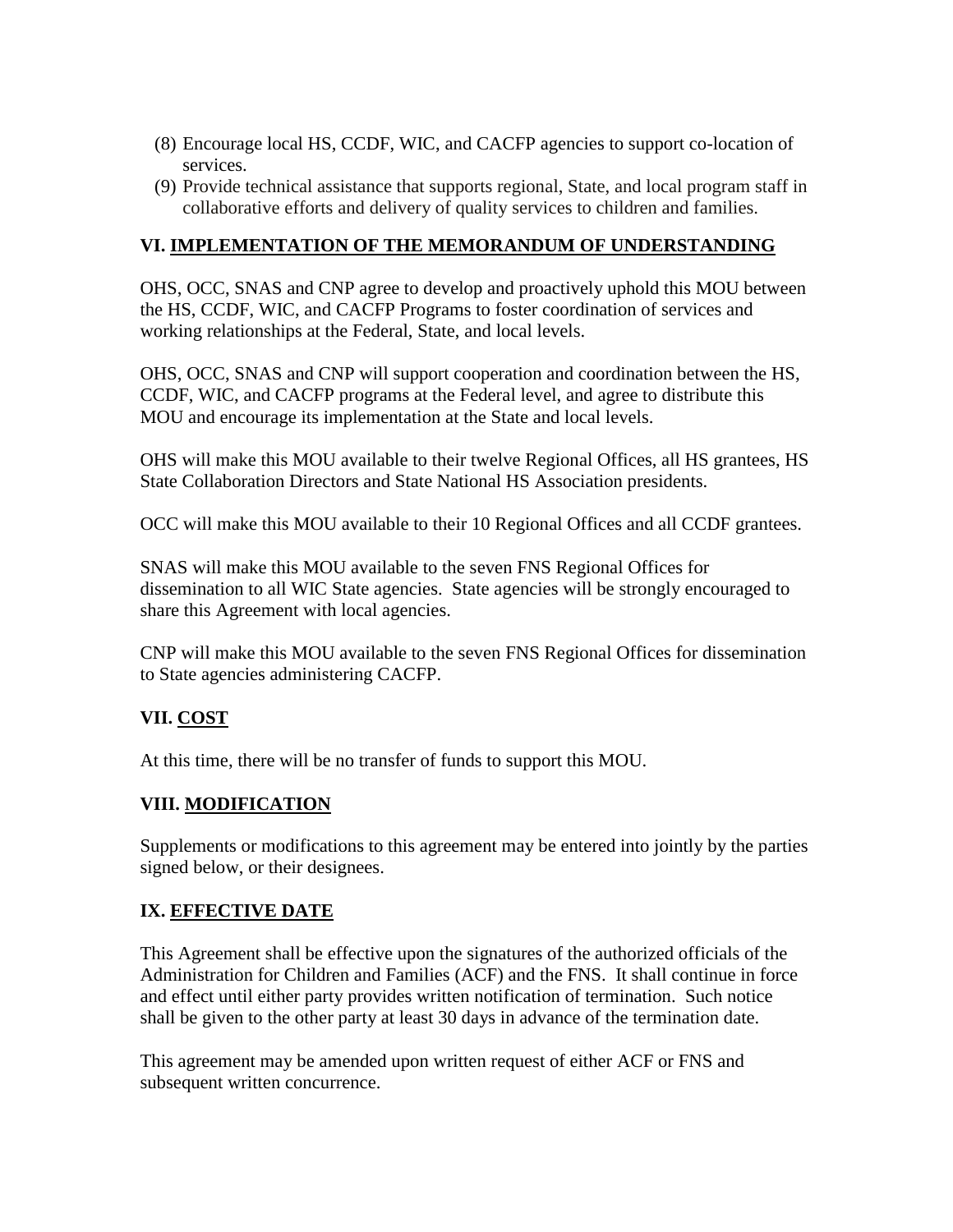(8) Encourage local HS, CCDF, WIC, and CACFP agencies to support co-location of services.
(9) Provide technical assistance that supports regional, State, and local program staff in collaborative efforts and delivery of quality services to children and families.

## VI. IMPLEMENTATION OF THE MEMORANDUM OF UNDERSTANDING

OHS, OCC, SNAS and CNP agree to develop and proactively uphold this MOU between the HS, CCDF, WIC, and CACFP Programs to foster coordination of services and working relationships at the Federal, State, and local levels.

OHS, OCC, SNAS and CNP will support cooperation and coordination between the HS, CCDF, WIC, and CACFP programs at the Federal level, and agree to distribute this MOU and encourage its implementation at the State and local levels.

OHS will make this MOU available to their twelve Regional Offices, all HS grantees, HS State Collaboration Directors and State National HS Association presidents.

OCC will make this MOU available to their 10 Regional Offices and all CCDF grantees.

SNAS will make this MOU available to the seven FNS Regional Offices for dissemination to all WIC State agencies. State agencies will be strongly encouraged to share this Agreement with local agencies.

CNP will make this MOU available to the seven FNS Regional Offices for dissemination to State agencies administering CACFP.

## VII. COST

At this time, there will be no transfer of funds to support this MOU.

## VIII. MODIFICATION

Supplements or modifications to this agreement may be entered into jointly by the parties signed below, or their designees.

## IX. EFFECTIVE DATE

This Agreement shall be effective upon the signatures of the authorized officials of the Administration for Children and Families (ACF) and the FNS. It shall continue in force and effect until either party provides written notification of termination. Such notice shall be given to the other party at least 30 days in advance of the termination date.

This agreement may be amended upon written request of either ACF or FNS and subsequent written concurrence.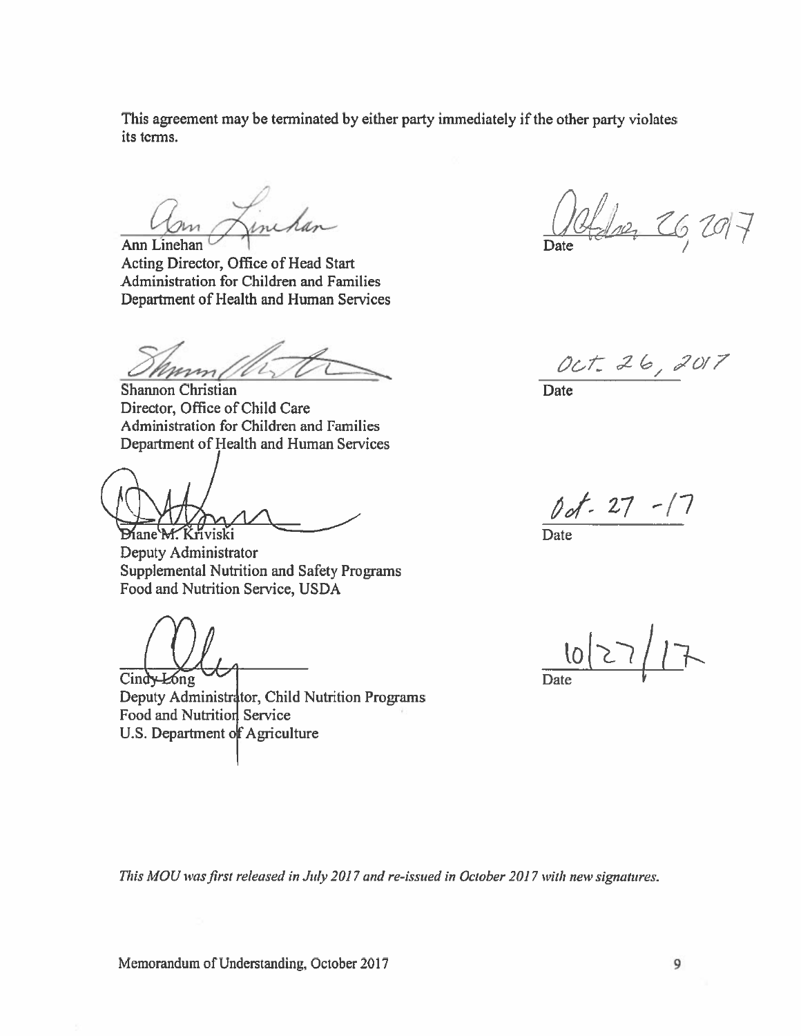This agreement may be terminated by either party immediately if the other party violates its terms.

Ann Linehan
Acting Director, Office of Head Start
Administration for Children and Families
Department of Health and Human Services

October 26, 2017
Date

Shannon Christian
Director, Office of Child Care
Administration for Children and Families
Department of Health and Human Services

Oct. 26, 2017
Date

Diane M. Kriviski
Deputy Administrator
Supplemental Nutrition and Safety Programs
Food and Nutrition Service, USDA

Oct. 27 -17
Date

Cindy Long
Deputy Administrator, Child Nutrition Programs
Food and Nutrition Service
U.S. Department of Agriculture

10/27/17
Date

*This MOU was first released in July 2017 and re-issued in October 2017 with new signatures.*

Memorandum of Understanding, October 2017